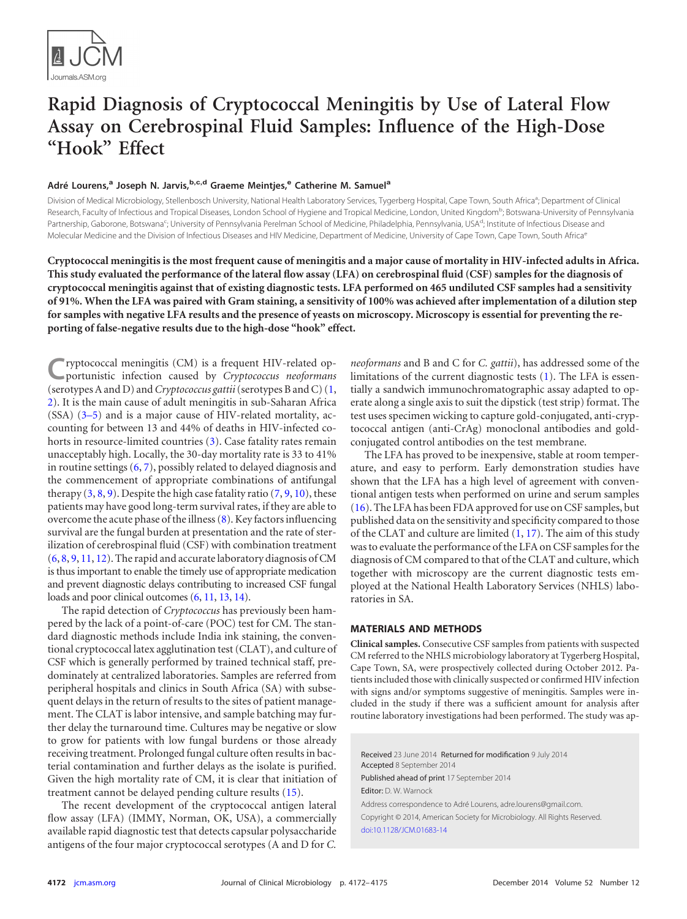# Rapid Diagnosis of Cryptococcal Meningitis by Use of Lateral Flow Assay on Cerebrospinal Fluid Samples: Influence of the High-Dose "Hook" Effect

**André Lourens,[a] Joseph N. Jarvis,[b,c,d] Graeme Meintjes,[e] Catherine M. Samuel[a]**

Division of Medical Microbiology, Stellenbosch University, National Health Laboratory Services, Tygerberg Hospital, Cape Town, South Africa[a]; Department of Clinical Research, Faculty of Infectious and Tropical Diseases, London School of Hygiene and Tropical Medicine, London, United Kingdom[b]; Botswana-University of Pennsylvania Partnership, Gaborone, Botswana[c]; University of Pennsylvania Perelman School of Medicine, Philadelphia, Pennsylvania, USA[d]; Institute of Infectious Disease and Molecular Medicine and the Division of Infectious Diseases and HIV Medicine, Department of Medicine, University of Cape Town, Cape Town, South Africa[e]

**Cryptococcal meningitis is the most frequent cause of meningitis and a major cause of mortality in HIV-infected adults in Africa. This study evaluated the performance of the lateral flow assay (LFA) on cerebrospinal fluid (CSF) samples for the diagnosis of cryptococcal meningitis against that of existing diagnostic tests. LFA performed on 465 undiluted CSF samples had a sensitivity of 91%. When the LFA was paired with Gram staining, a sensitivity of 100% was achieved after implementation of a dilution step for samples with negative LFA results and the presence of yeasts on microscopy. Microscopy is essential for preventing the reporting of false-negative results due to the high-dose "hook" effect.**

Cryptococcal meningitis (CM) is a frequent HIV-related opportunistic infection caused by *Cryptococcus neoformans* (serotypes A and D) and *Cryptococcus gattii* (serotypes B and C) (1, 2). It is the main cause of adult meningitis in sub-Saharan Africa (SSA) (3–5) and is a major cause of HIV-related mortality, accounting for between 13 and 44% of deaths in HIV-infected cohorts in resource-limited countries (3). Case fatality rates remain unacceptably high. Locally, the 30-day mortality rate is 33 to 41% in routine settings (6, 7), possibly related to delayed diagnosis and the commencement of appropriate combinations of antifungal therapy (3, 8, 9). Despite the high case fatality ratio (7, 9, 10), these patients may have good long-term survival rates, if they are able to overcome the acute phase of the illness (8). Key factors influencing survival are the fungal burden at presentation and the rate of sterilization of cerebrospinal fluid (CSF) with combination treatment (6, 8, 9, 11, 12). The rapid and accurate laboratory diagnosis of CM is thus important to enable the timely use of appropriate medication and prevent diagnostic delays contributing to increased CSF fungal loads and poor clinical outcomes (6, 11, 13, 14).

The rapid detection of *Cryptococcus* has previously been hampered by the lack of a point-of-care (POC) test for CM. The standard diagnostic methods include India ink staining, the conventional cryptococcal latex agglutination test (CLAT), and culture of CSF which is generally performed by trained technical staff, predominately at centralized laboratories. Samples are referred from peripheral hospitals and clinics in South Africa (SA) with subsequent delays in the return of results to the sites of patient management. The CLAT is labor intensive, and sample batching may further delay the turnaround time. Cultures may be negative or slow to grow for patients with low fungal burdens or those already receiving treatment. Prolonged fungal culture often results in bacterial contamination and further delays as the isolate is purified. Given the high mortality rate of CM, it is clear that initiation of treatment cannot be delayed pending culture results (15).

The recent development of the cryptococcal antigen lateral flow assay (LFA) (IMMY, Norman, OK, USA), a commercially available rapid diagnostic test that detects capsular polysaccharide antigens of the four major cryptococcal serotypes (A and D for *C. neoformans* and B and C for *C. gattii*), has addressed some of the limitations of the current diagnostic tests (1). The LFA is essentially a sandwich immunochromatographic assay adapted to operate along a single axis to suit the dipstick (test strip) format. The test uses specimen wicking to capture gold-conjugated, anti-cryptococcal antigen (anti-CrAg) monoclonal antibodies and gold-conjugated control antibodies on the test membrane.

The LFA has proved to be inexpensive, stable at room temperature, and easy to perform. Early demonstration studies have shown that the LFA has a high level of agreement with conventional antigen tests when performed on urine and serum samples (16). The LFA has been FDA approved for use on CSF samples, but published data on the sensitivity and specificity compared to those of the CLAT and culture are limited (1, 17). The aim of this study was to evaluate the performance of the LFA on CSF samples for the diagnosis of CM compared to that of the CLAT and culture, which together with microscopy are the current diagnostic tests employed at the National Health Laboratory Services (NHLS) laboratories in SA.

## MATERIALS AND METHODS

**Clinical samples.** Consecutive CSF samples from patients with suspected CM referred to the NHLS microbiology laboratory at Tygerberg Hospital, Cape Town, SA, were prospectively collected during October 2012. Patients included those with clinically suspected or confirmed HIV infection with signs and/or symptoms suggestive of meningitis. Samples were included in the study if there was a sufficient amount for analysis after routine laboratory investigations had been performed. The study was ap-

Received 23 June 2014 Returned for modification 9 July 2014
Accepted 8 September 2014
Published ahead of print 17 September 2014
Editor: D. W. Warnock
Address correspondence to André Lourens, adre.lourens@gmail.com.
Copyright © 2014, American Society for Microbiology. All Rights Reserved.
doi:10.1128/JCM.01683-14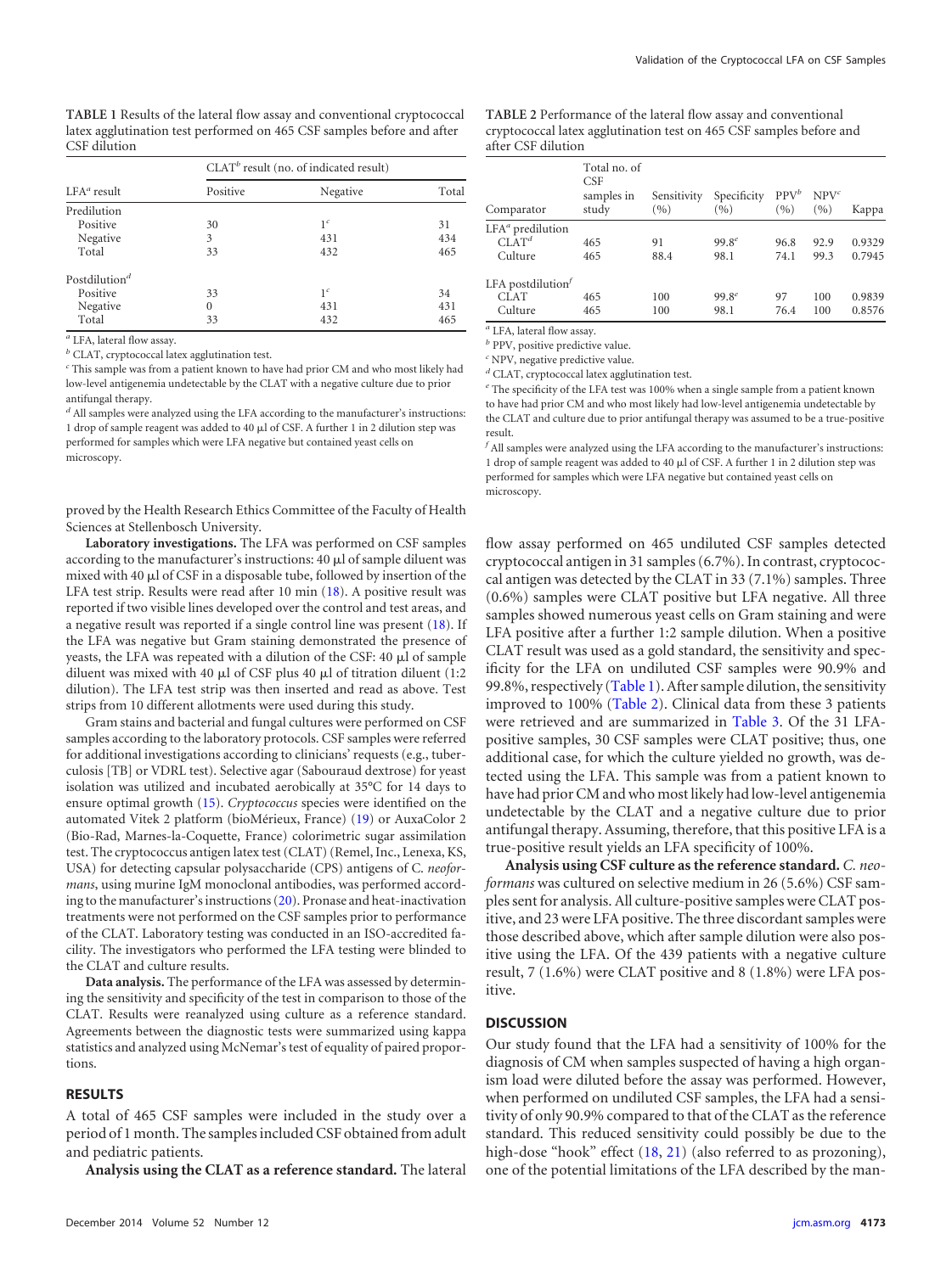**TABLE 1** Results of the lateral flow assay and conventional cryptococcal latex agglutination test performed on 465 CSF samples before and after CSF dilution

| LFA[a] result | CLAT[b] result (no. of indicated result) | | |
|---|---|---|---|
| | Positive | Negative | Total |
| Predilution | | | |
| Positive | 30 | 1[c] | 31 |
| Negative | 3 | 431 | 434 |
| Total | 33 | 432 | 465 |
| Postdilution[d] | | | |
| Positive | 33 | 1[c] | 34 |
| Negative | 0 | 431 | 431 |
| Total | 33 | 432 | 465 |

[a] LFA, lateral flow assay.

[b] CLAT, cryptococcal latex agglutination test.

[c] This sample was from a patient known to have had prior CM and who most likely had low-level antigenemia undetectable by the CLAT with a negative culture due to prior antifungal therapy.

[d] All samples were analyzed using the LFA according to the manufacturer's instructions: 1 drop of sample reagent was added to 40 μl of CSF. A further 1 in 2 dilution step was performed for samples which were LFA negative but contained yeast cells on microscopy.

**TABLE 2** Performance of the lateral flow assay and conventional cryptococcal latex agglutination test on 465 CSF samples before and after CSF dilution

| Comparator | Total no. of CSF samples in study | Sensitivity (%) | Specificity (%) | PPV[b] (%) | NPV[c] (%) | Kappa |
|---|---|---|---|---|---|---|
| LFA[a] predilution | | | | | | |
| CLAT[d] | 465 | 91 | 99.8[e] | 96.8 | 92.9 | 0.9329 |
| Culture | 465 | 88.4 | 98.1 | 74.1 | 99.3 | 0.7945 |
| LFA postdilution[f] | | | | | | |
| CLAT | 465 | 100 | 99.8[e] | 97 | 100 | 0.9839 |
| Culture | 465 | 100 | 98.1 | 76.4 | 100 | 0.8576 |

[a] LFA, lateral flow assay.

[b] PPV, positive predictive value.

[c] NPV, negative predictive value.

[d] CLAT, cryptococcal latex agglutination test.

[e] The specificity of the LFA test was 100% when a single sample from a patient known to have had prior CM and who most likely had low-level antigenemia undetectable by the CLAT and culture due to prior antifungal therapy was assumed to be a true-positive result.

[f] All samples were analyzed using the LFA according to the manufacturer's instructions: 1 drop of sample reagent was added to 40 μl of CSF. A further 1 in 2 dilution step was performed for samples which were LFA negative but contained yeast cells on microscopy.

proved by the Health Research Ethics Committee of the Faculty of Health Sciences at Stellenbosch University.

**Laboratory investigations.** The LFA was performed on CSF samples according to the manufacturer's instructions: 40 μl of sample diluent was mixed with 40 μl of CSF in a disposable tube, followed by insertion of the LFA test strip. Results were read after 10 min (18). A positive result was reported if two visible lines developed over the control and test areas, and a negative result was reported if a single control line was present (18). If the LFA was negative but Gram staining demonstrated the presence of yeasts, the LFA was repeated with a dilution of the CSF: 40 μl of sample diluent was mixed with 40 μl of CSF plus 40 μl of titration diluent (1:2 dilution). The LFA test strip was then inserted and read as above. Test strips from 10 different allotments were used during this study.

Gram stains and bacterial and fungal cultures were performed on CSF samples according to the laboratory protocols. CSF samples were referred for additional investigations according to clinicians' requests (e.g., tuberculosis [TB] or VDRL test). Selective agar (Sabouraud dextrose) for yeast isolation was utilized and incubated aerobically at 35°C for 14 days to ensure optimal growth (15). *Cryptococcus* species were identified on the automated Vitek 2 platform (bioMérieux, France) (19) or AuxaColor 2 (Bio-Rad, Marnes-la-Coquette, France) colorimetric sugar assimilation test. The cryptococcus antigen latex test (CLAT) (Remel, Inc., Lenexa, KS, USA) for detecting capsular polysaccharide (CPS) antigens of *C. neoformans*, using murine IgM monoclonal antibodies, was performed according to the manufacturer's instructions (20). Pronase and heat-inactivation treatments were not performed on the CSF samples prior to performance of the CLAT. Laboratory testing was conducted in an ISO-accredited facility. The investigators who performed the LFA testing were blinded to the CLAT and culture results.

**Data analysis.** The performance of the LFA was assessed by determining the sensitivity and specificity of the test in comparison to those of the CLAT. Results were reanalyzed using culture as a reference standard. Agreements between the diagnostic tests were summarized using kappa statistics and analyzed using McNemar's test of equality of paired proportions.

## RESULTS

A total of 465 CSF samples were included in the study over a period of 1 month. The samples included CSF obtained from adult and pediatric patients.

**Analysis using the CLAT as a reference standard.** The lateral flow assay performed on 465 undiluted CSF samples detected cryptococcal antigen in 31 samples (6.7%). In contrast, cryptococcal antigen was detected by the CLAT in 33 (7.1%) samples. Three (0.6%) samples were CLAT positive but LFA negative. All three samples showed numerous yeast cells on Gram staining and were LFA positive after a further 1:2 sample dilution. When a positive CLAT result was used as a gold standard, the sensitivity and specificity for the LFA on undiluted CSF samples were 90.9% and 99.8%, respectively (Table 1). After sample dilution, the sensitivity improved to 100% (Table 2). Clinical data from these 3 patients were retrieved and are summarized in Table 3. Of the 31 LFA-positive samples, 30 CSF samples were CLAT positive; thus, one additional case, for which the culture yielded no growth, was detected using the LFA. This sample was from a patient known to have had prior CM and who most likely had low-level antigenemia undetectable by the CLAT and a negative culture due to prior antifungal therapy. Assuming, therefore, that this positive LFA is a true-positive result yields an LFA specificity of 100%.

**Analysis using CSF culture as the reference standard.** *C. neoformans* was cultured on selective medium in 26 (5.6%) CSF samples sent for analysis. All culture-positive samples were CLAT positive, and 23 were LFA positive. The three discordant samples were those described above, which after sample dilution were also positive using the LFA. Of the 439 patients with a negative culture result, 7 (1.6%) were CLAT positive and 8 (1.8%) were LFA positive.

## DISCUSSION

Our study found that the LFA had a sensitivity of 100% for the diagnosis of CM when samples suspected of having a high organism load were diluted before the assay was performed. However, when performed on undiluted CSF samples, the LFA had a sensitivity of only 90.9% compared to that of the CLAT as the reference standard. This reduced sensitivity could possibly be due to the high-dose "hook" effect (18, 21) (also referred to as prozoning), one of the potential limitations of the LFA described by the man-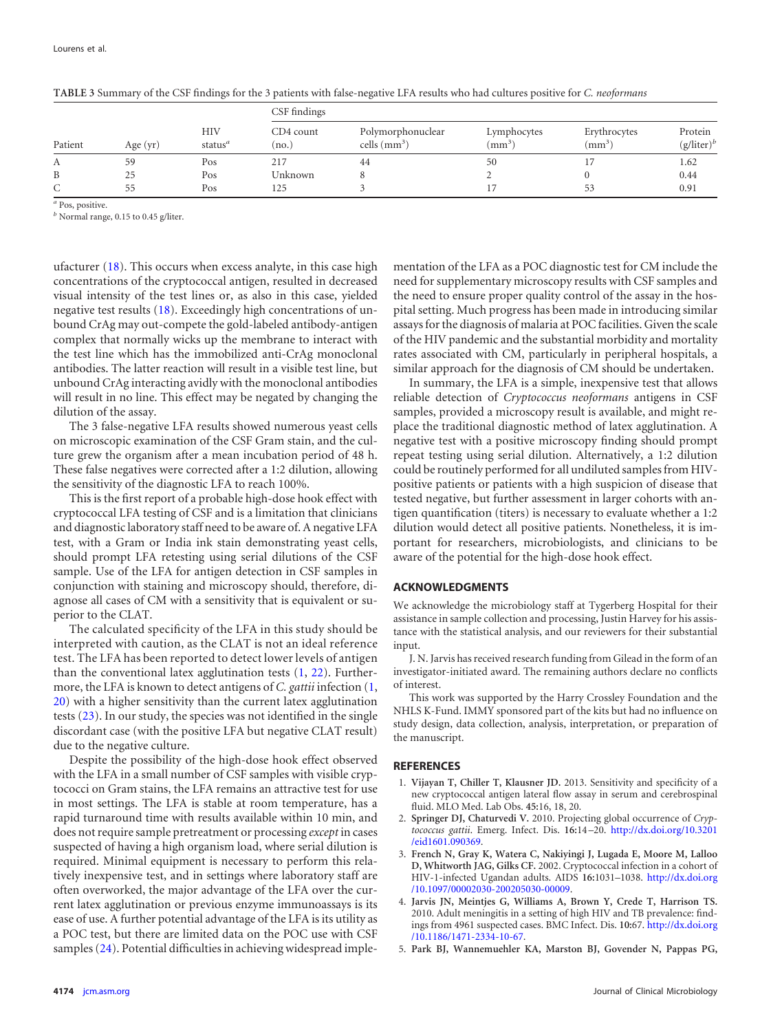**TABLE 3** Summary of the CSF findings for the 3 patients with false-negative LFA results who had cultures positive for *C. neoformans*

| | | | CSF findings | | | | |
|---|---|---|---|---|---|---|---|
| Patient | Age (yr) | HIV status[a] | CD4 count (no.) | Polymorphonuclear cells ($mm^3$) | Lymphocytes ($mm^3$) | Erythrocytes ($mm^3$) | Protein (g/liter)[b] |
| A | 59 | Pos | 217 | 44 | 50 | 17 | 1.62 |
| B | 25 | Pos | Unknown | 8 | 2 | 0 | 0.44 |
| C | 55 | Pos | 125 | 3 | 17 | 53 | 0.91 |

[a] Pos, positive.

[b] Normal range, 0.15 to 0.45 g/liter.

ufacturer (18). This occurs when excess analyte, in this case high concentrations of the cryptococcal antigen, resulted in decreased visual intensity of the test lines or, as also in this case, yielded negative test results (18). Exceedingly high concentrations of unbound CrAg may out-compete the gold-labeled antibody-antigen complex that normally wicks up the membrane to interact with the test line which has the immobilized anti-CrAg monoclonal antibodies. The latter reaction will result in a visible test line, but unbound CrAg interacting avidly with the monoclonal antibodies will result in no line. This effect may be negated by changing the dilution of the assay.

The 3 false-negative LFA results showed numerous yeast cells on microscopic examination of the CSF Gram stain, and the culture grew the organism after a mean incubation period of 48 h. These false negatives were corrected after a 1:2 dilution, allowing the sensitivity of the diagnostic LFA to reach 100%.

This is the first report of a probable high-dose hook effect with cryptococcal LFA testing of CSF and is a limitation that clinicians and diagnostic laboratory staff need to be aware of. A negative LFA test, with a Gram or India ink stain demonstrating yeast cells, should prompt LFA retesting using serial dilutions of the CSF sample. Use of the LFA for antigen detection in CSF samples in conjunction with staining and microscopy should, therefore, diagnose all cases of CM with a sensitivity that is equivalent or superior to the CLAT.

The calculated specificity of the LFA in this study should be interpreted with caution, as the CLAT is not an ideal reference test. The LFA has been reported to detect lower levels of antigen than the conventional latex agglutination tests (1, 22). Furthermore, the LFA is known to detect antigens of *C. gattii* infection (1, 20) with a higher sensitivity than the current latex agglutination tests (23). In our study, the species was not identified in the single discordant case (with the positive LFA but negative CLAT result) due to the negative culture.

Despite the possibility of the high-dose hook effect observed with the LFA in a small number of CSF samples with visible cryptococci on Gram stains, the LFA remains an attractive test for use in most settings. The LFA is stable at room temperature, has a rapid turnaround time with results available within 10 min, and does not require sample pretreatment or processing *except* in cases suspected of having a high organism load, where serial dilution is required. Minimal equipment is necessary to perform this relatively inexpensive test, and in settings where laboratory staff are often overworked, the major advantage of the LFA over the current latex agglutination or previous enzyme immunoassays is its ease of use. A further potential advantage of the LFA is its utility as a POC test, but there are limited data on the POC use with CSF samples (24). Potential difficulties in achieving widespread implementation of the LFA as a POC diagnostic test for CM include the need for supplementary microscopy results with CSF samples and the need to ensure proper quality control of the assay in the hospital setting. Much progress has been made in introducing similar assays for the diagnosis of malaria at POC facilities. Given the scale of the HIV pandemic and the substantial morbidity and mortality rates associated with CM, particularly in peripheral hospitals, a similar approach for the diagnosis of CM should be undertaken.

In summary, the LFA is a simple, inexpensive test that allows reliable detection of *Cryptococcus neoformans* antigens in CSF samples, provided a microscopy result is available, and might replace the traditional diagnostic method of latex agglutination. A negative test with a positive microscopy finding should prompt repeat testing using serial dilution. Alternatively, a 1:2 dilution could be routinely performed for all undiluted samples from HIV-positive patients or patients with a high suspicion of disease that tested negative, but further assessment in larger cohorts with antigen quantification (titers) is necessary to evaluate whether a 1:2 dilution would detect all positive patients. Nonetheless, it is important for researchers, microbiologists, and clinicians to be aware of the potential for the high-dose hook effect.

## ACKNOWLEDGMENTS

We acknowledge the microbiology staff at Tygerberg Hospital for their assistance in sample collection and processing, Justin Harvey for his assistance with the statistical analysis, and our reviewers for their substantial input.

J. N. Jarvis has received research funding from Gilead in the form of an investigator-initiated award. The remaining authors declare no conflicts of interest.

This work was supported by the Harry Crossley Foundation and the NHLS K-Fund. IMMY sponsored part of the kits but had no influence on study design, data collection, analysis, interpretation, or preparation of the manuscript.

## REFERENCES

1. **Vijayan T, Chiller T, Klausner JD.** 2013. Sensitivity and specificity of a new cryptococcal antigen lateral flow assay in serum and cerebrospinal fluid. MLO Med. Lab Obs. **45:**16, 18, 20.
2. **Springer DJ, Chaturvedi V.** 2010. Projecting global occurrence of *Cryptococcus gattii*. Emerg. Infect. Dis. **16:**14–20. http://dx.doi.org/10.3201/eid1601.090369.
3. **French N, Gray K, Watera C, Nakiyingi J, Lugada E, Moore M, Lalloo D, Whitworth JAG, Gilks CF.** 2002. Cryptococcal infection in a cohort of HIV-1-infected Ugandan adults. AIDS **16:**1031–1038. http://dx.doi.org/10.1097/00002030-200205030-00009.
4. **Jarvis JN, Meintjes G, Williams A, Brown Y, Crede T, Harrison TS.** 2010. Adult meningitis in a setting of high HIV and TB prevalence: findings from 4961 suspected cases. BMC Infect. Dis. **10:**67. http://dx.doi.org/10.1186/1471-2334-10-67.
5. **Park BJ, Wannemuehler KA, Marston BJ, Govender N, Pappas PG,**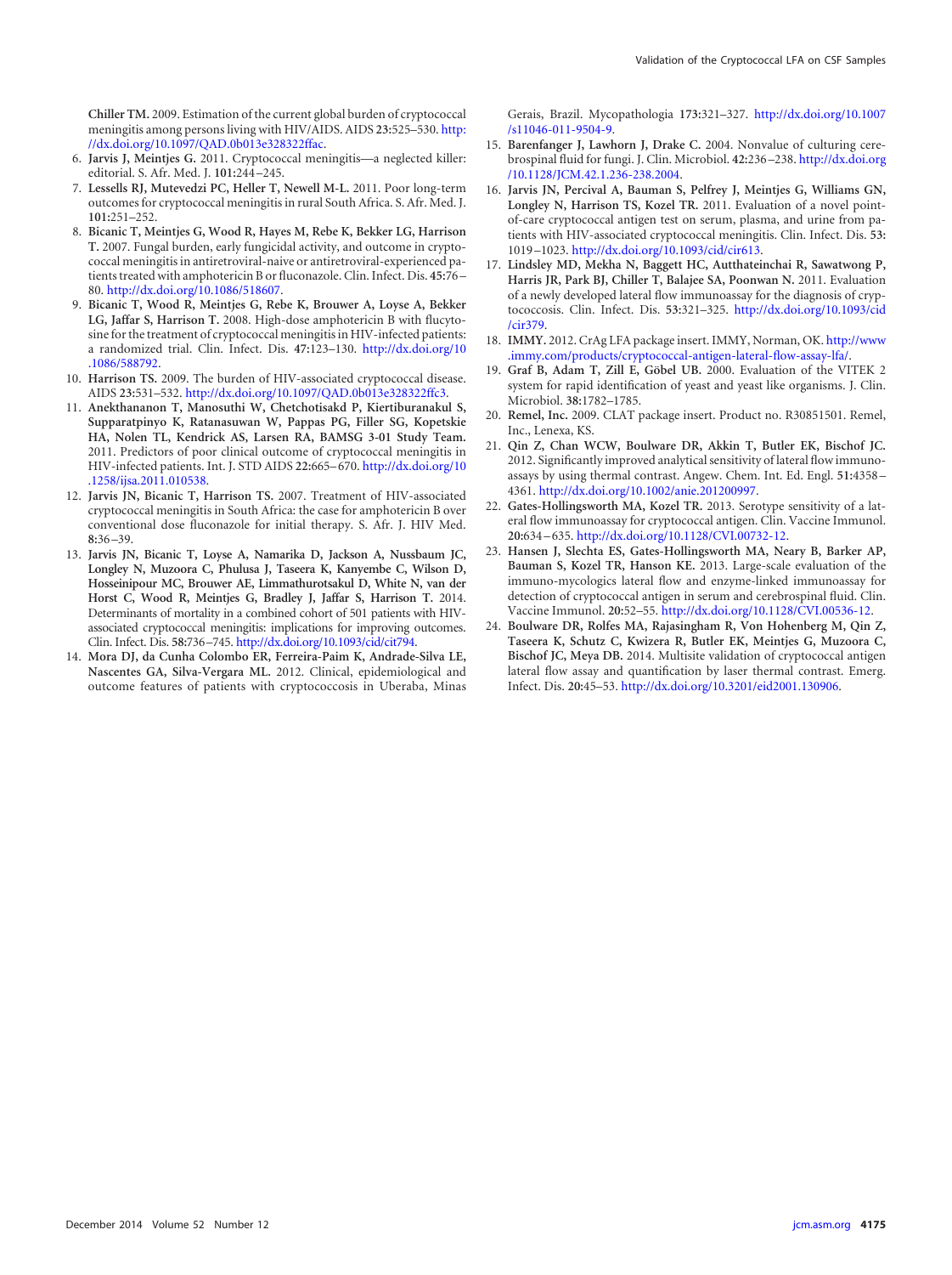**Chiller TM.** 2009. Estimation of the current global burden of cryptococcal meningitis among persons living with HIV/AIDS. AIDS **23:**525–530. http://dx.doi.org/10.1097/QAD.0b013e328322ffac.

6. **Jarvis J, Meintjes G.** 2011. Cryptococcal meningitis—a neglected killer: editorial. S. Afr. Med. J. **101:**244–245.
7. **Lessells RJ, Mutevedzi PC, Heller T, Newell M-L.** 2011. Poor long-term outcomes for cryptococcal meningitis in rural South Africa. S. Afr. Med. J. **101:**251–252.
8. **Bicanic T, Meintjes G, Wood R, Hayes M, Rebe K, Bekker LG, Harrison T.** 2007. Fungal burden, early fungicidal activity, and outcome in cryptococcal meningitis in antiretroviral-naive or antiretroviral-experienced patients treated with amphotericin B or fluconazole. Clin. Infect. Dis. **45:**76–80. http://dx.doi.org/10.1086/518607.
9. **Bicanic T, Wood R, Meintjes G, Rebe K, Brouwer A, Loyse A, Bekker LG, Jaffar S, Harrison T.** 2008. High-dose amphotericin B with flucytosine for the treatment of cryptococcal meningitis in HIV-infected patients: a randomized trial. Clin. Infect. Dis. **47:**123–130. http://dx.doi.org/10.1086/588792.
10. **Harrison TS.** 2009. The burden of HIV-associated cryptococcal disease. AIDS **23:**531–532. http://dx.doi.org/10.1097/QAD.0b013e328322ffc3.
11. **Anekthananon T, Manosuthi W, Chetchotisakd P, Kiertiburanakul S, Supparatpinyo K, Ratanasuwan W, Pappas PG, Filler SG, Kopetskie HA, Nolen TL, Kendrick AS, Larsen RA, BAMSG 3-01 Study Team.** 2011. Predictors of poor clinical outcome of cryptococcal meningitis in HIV-infected patients. Int. J. STD AIDS **22:**665–670. http://dx.doi.org/10.1258/ijsa.2011.010538.
12. **Jarvis JN, Bicanic T, Harrison TS.** 2007. Treatment of HIV-associated cryptococcal meningitis in South Africa: the case for amphotericin B over conventional dose fluconazole for initial therapy. S. Afr. J. HIV Med. **8:**36–39.
13. **Jarvis JN, Bicanic T, Loyse A, Namarika D, Jackson A, Nussbaum JC, Longley N, Muzoora C, Phulusa J, Taseera K, Kanyembe C, Wilson D, Hosseinipour MC, Brouwer AE, Limmathurotsakul D, White N, van der Horst C, Wood R, Meintjes G, Bradley J, Jaffar S, Harrison T.** 2014. Determinants of mortality in a combined cohort of 501 patients with HIV-associated cryptococcal meningitis: implications for improving outcomes. Clin. Infect. Dis. **58:**736–745. http://dx.doi.org/10.1093/cid/cit794.
14. **Mora DJ, da Cunha Colombo ER, Ferreira-Paim K, Andrade-Silva LE, Nascentes GA, Silva-Vergara ML.** 2012. Clinical, epidemiological and outcome features of patients with cryptococcosis in Uberaba, Minas Gerais, Brazil. Mycopathologia **173:**321–327. http://dx.doi.org/10.1007/s11046-011-9504-9.
15. **Barenfanger J, Lawhorn J, Drake C.** 2004. Nonvalue of culturing cerebrospinal fluid for fungi. J. Clin. Microbiol. **42:**236–238. http://dx.doi.org/10.1128/JCM.42.1.236-238.2004.
16. **Jarvis JN, Percival A, Bauman S, Pelfrey J, Meintjes G, Williams GN, Longley N, Harrison TS, Kozel TR.** 2011. Evaluation of a novel point-of-care cryptococcal antigen test on serum, plasma, and urine from patients with HIV-associated cryptococcal meningitis. Clin. Infect. Dis. **53:**1019–1023. http://dx.doi.org/10.1093/cid/cir613.
17. **Lindsley MD, Mekha N, Baggett HC, Autthateinchai R, Sawatwong P, Harris JR, Park BJ, Chiller T, Balajee SA, Poonwan N.** 2011. Evaluation of a newly developed lateral flow immunoassay for the diagnosis of cryptococcosis. Clin. Infect. Dis. **53:**321–325. http://dx.doi.org/10.1093/cid/cir379.
18. **IMMY.** 2012. CrAg LFA package insert. IMMY, Norman, OK. http://www.immy.com/products/cryptococcal-antigen-lateral-flow-assay-lfa/.
19. **Graf B, Adam T, Zill E, Göbel UB.** 2000. Evaluation of the VITEK 2 system for rapid identification of yeast and yeast like organisms. J. Clin. Microbiol. **38:**1782–1785.
20. **Remel, Inc.** 2009. CLAT package insert. Product no. R30851501. Remel, Inc., Lenexa, KS.
21. **Qin Z, Chan WCW, Boulware DR, Akkin T, Butler EK, Bischof JC.** 2012. Significantly improved analytical sensitivity of lateral flow immunoassays by using thermal contrast. Angew. Chem. Int. Ed. Engl. **51:**4358–4361. http://dx.doi.org/10.1002/anie.201200997.
22. **Gates-Hollingsworth MA, Kozel TR.** 2013. Serotype sensitivity of a lateral flow immunoassay for cryptococcal antigen. Clin. Vaccine Immunol. **20:**634–635. http://dx.doi.org/10.1128/CVI.00732-12.
23. **Hansen J, Slechta ES, Gates-Hollingsworth MA, Neary B, Barker AP, Bauman S, Kozel TR, Hanson KE.** 2013. Large-scale evaluation of the immuno-mycologics lateral flow and enzyme-linked immunoassay for detection of cryptococcal antigen in serum and cerebrospinal fluid. Clin. Vaccine Immunol. **20:**52–55. http://dx.doi.org/10.1128/CVI.00536-12.
24. **Boulware DR, Rolfes MA, Rajasingham R, Von Hohenberg M, Qin Z, Taseera K, Schutz C, Kwizera R, Butler EK, Meintjes G, Muzoora C, Bischof JC, Meya DB.** 2014. Multisite validation of cryptococcal antigen lateral flow assay and quantification by laser thermal contrast. Emerg. Infect. Dis. **20:**45–53. http://dx.doi.org/10.3201/eid2001.130906.